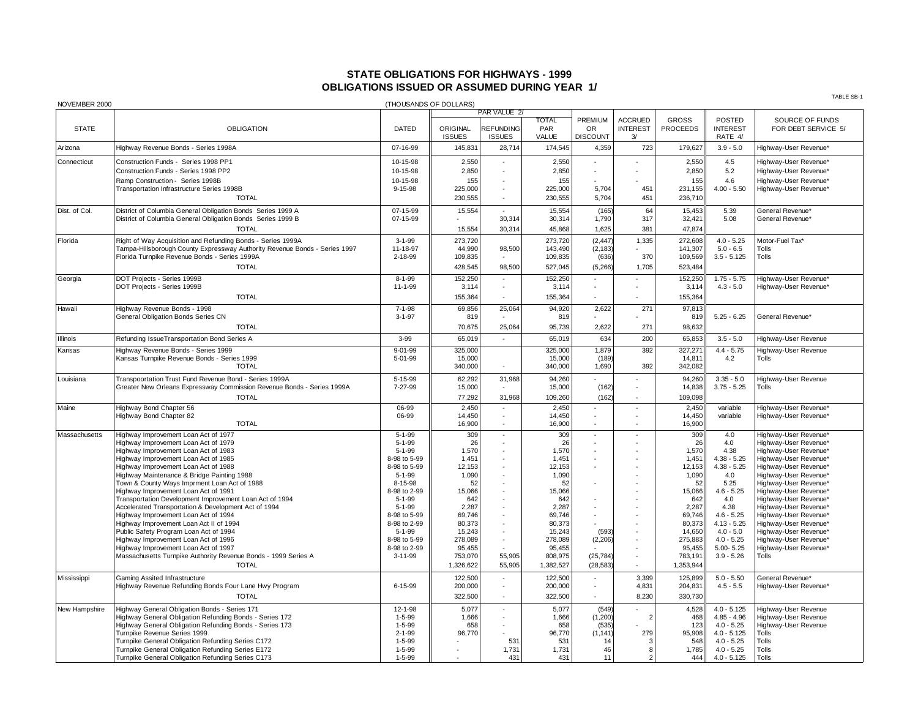# STATE OBLIGATIONS FOR HIGHWAYS - 1999
## OBLIGATIONS ISSUED OR ASSUMED DURING YEAR 1/

TABLE SB-1

NOVEMBER 2000

(THOUSANDS OF DOLLARS)

| STATE | OBLIGATION | DATED | PAR VALUE 2/ ORIGINAL ISSUES | REFUNDING ISSUES | TOTAL PAR VALUE | PREMIUM OR DISCOUNT | ACCRUED INTEREST 3/ | GROSS PROCEEDS | POSTED INTEREST RATE 4/ | SOURCE OF FUNDS FOR DEBT SERVICE 5/ |
|---|---|---|---|---|---|---|---|---|---|---|
| Arizona | Highway Revenue Bonds - Series 1998A | 07-16-99 | 145,831 | 28,714 | 174,545 | 4,359 | 723 | 179,627 | 3.9 - 5.0 | Highway-User Revenue* |
| Connecticut | Construction Funds - Series 1998 PP1 | 10-15-98 | 2,550 | - | 2,550 | - | - | 2,550 | 4.5 | Highway-User Revenue* |
| | Construction Funds - Series 1998 PP2 | 10-15-98 | 2,850 | - | 2,850 | - | - | 2,850 | 5.2 | Highway-User Revenue* |
| | Ramp Construction - Series 1998B | 10-15-98 | 155 | - | 155 | - | - | 155 | 4.6 | Highway-User Revenue* |
| | Transportation Infrastructure Series 1998B | 9-15-98 | 225,000 | - | 225,000 | 5,704 | 451 | 231,155 | 4.00 - 5.50 | Highway-User Revenue* |
| | TOTAL | | 230,555 | - | 230,555 | 5,704 | 451 | 236,710 | | |
| Dist. of Col. | District of Columbia General Obligation Bonds Series 1999 A | 07-15-99 | 15,554 | - | 15,554 | (165) | 64 | 15,453 | 5.39 | General Revenue* |
| | District of Columbia General Obligation Bonds Series 1999 B | 07-15-99 | - | 30,314 | 30,314 | 1,790 | 317 | 32,421 | 5.08 | General Revenue* |
| | TOTAL | | 15,554 | 30,314 | 45,868 | 1,625 | 381 | 47,874 | | |
| Florida | Right of Way Acquisition and Refunding Bonds - Series 1999A | 3-1-99 | 273,720 | | 273,720 | (2,447) | 1,335 | 272,608 | 4.0 - 5.25 | Motor-Fuel Tax* |
| | Tampa-Hillsborough County Expressway Authority Revenue Bonds - Series 1997 | 11-18-97 | 44,990 | 98,500 | 143,490 | (2,183) | - | 141,307 | 5.0 - 6.5 | Tolls |
| | Florida Turnpike Revenue Bonds - Series 1999A | 2-18-99 | 109,835 | - | 109,835 | (636) | 370 | 109,569 | 3.5 - 5.125 | Tolls |
| | TOTAL | | 428,545 | 98,500 | 527,045 | (5,266) | 1,705 | 523,484 | | |
| Georgia | DOT Projects - Series 1999B | 8-1-99 | 152,250 | - | 152,250 | - | - | 152,250 | 1.75 - 5.75 | Highway-User Revenue* |
| | DOT Projects - Series 1999B | 11-1-99 | 3,114 | - | 3,114 | - | - | 3,114 | 4.3 - 5.0 | Highway-User Revenue* |
| | TOTAL | | 155,364 | - | 155,364 | - | - | 155,364 | | |
| Hawaii | Highway Revenue Bonds - 1998 | 7-1-98 | 69,856 | 25,064 | 94,920 | 2,622 | 271 | 97,813 | | |
| | General Obligation Bonds Series CN | 3-1-97 | 819 | - | 819 | - | - | 819 | 5.25 - 6.25 | General Revenue* |
| | TOTAL | | 70,675 | 25,064 | 95,739 | 2,622 | 271 | 98,632 | | |
| Illinois | Refunding IssueTransportation Bond Series A | 3-99 | 65,019 | - | 65,019 | 634 | 200 | 65,853 | 3.5 - 5.0 | Highway-User Revenue |
| Kansas | Highway Revenue Bonds - Series 1999 | 9-01-99 | 325,000 | | 325,000 | 1,879 | 392 | 327,271 | 4.4 - 5.75 | Highway-User Revenue |
| | Kansas Turnpike Revenue Bonds - Series 1999 | 5-01-99 | 15,000 | | 15,000 | (189) | | 14,811 | 4.2 | Tolls |
| | TOTAL | | 340,000 | - | 340,000 | 1,690 | 392 | 342,082 | | |
| Louisiana | Transpoortation Trust Fund Revenue Bond - Series 1999A | 5-15-99 | 62,292 | 31,968 | 94,260 | - | - | 94,260 | 3.35 - 5.0 | Highway-User Revenue |
| | Greater New Orleans Expressway Commission Revenue Bonds - Series 1999A | 7-27-99 | 15,000 | - | 15,000 | (162) | - | 14,838 | 3.75 - 5.25 | Tolls |
| | TOTAL | | 77,292 | 31,968 | 109,260 | (162) | - | 109,098 | | |
| Maine | Highway Bond Chapter 56 | 06-99 | 2,450 | - | 2,450 | - | - | 2,450 | variable | Highway-User Revenue* |
| | Highway Bond Chapter 82 | 06-99 | 14,450 | - | 14,450 | - | - | 14,450 | variable | Highway-User Revenue* |
| | TOTAL | | 16,900 | - | 16,900 | - | - | 16,900 | | |
| Massachusetts | Highway Improvement Loan Act of 1977 | 5-1-99 | 309 | - | 309 | - | - | 309 | 4.0 | Highway-User Revenue* |
| | Highway Improvement Loan Act of 1979 | 5-1-99 | 26 | - | 26 | - | - | 26 | 4.0 | Highway-User Revenue* |
| | Highway Improvement Loan Act of 1983 | 5-1-99 | 1,570 | - | 1,570 | - | - | 1,570 | 4.38 | Highway-User Revenue* |
| | Highway Improvement Loan Act of 1985 | 8-98 to 5-99 | 1,451 | - | 1,451 | - | - | 1,451 | 4.38 - 5.25 | Highway-User Revenue* |
| | Highway Improvement Loan Act of 1988 | 8-98 to 5-99 | 12,153 | - | 12,153 | - | - | 12,153 | 4.38 - 5.25 | Highway-User Revenue* |
| | Highway Maintenance & Bridge Painting 1988 | 5-1-99 | 1,090 | - | 1,090 | | - | 1,090 | 4.0 | Highway-User Revenue* |
| | Town & County Ways Imprment Loan Act of 1988 | 8-15-98 | 52 | - | 52 | - | - | 52 | 5.25 | Highway-User Revenue* |
| | Highway Improvement Loan Act of 1991 | 8-98 to 2-99 | 15,066 | - | 15,066 | | - | 15,066 | 4.6 - 5.25 | Highway-User Revenue* |
| | Transportation Development Improvement Loan Act of 1994 | 5-1-99 | 642 | - | 642 | - | - | 642 | 4.0 | Highway-User Revenue* |
| | Accelerated Transportation & Development Act of 1994 | 5-1-99 | 2,287 | - | 2,287 | - | - | 2,287 | 4.38 | Highway-User Revenue* |
| | Highway Improvement Loan Act of 1994 | 8-98 to 5-99 | 69,746 | - | 69,746 | - | - | 69,746 | 4.6 - 5.25 | Highway-User Revenue* |
| | Highway Improvement Loan Act II of 1994 | 8-98 to 2-99 | 80,373 | - | 80,373 | - | - | 80,373 | 4.13 - 5.25 | Highway-User Revenue* |
| | Public Safety Program Loan Act of 1994 | 5-1-99 | 15,243 | - | 15,243 | (593) | - | 14,650 | 4.0 - 5.0 | Highway-User Revenue* |
| | Highway Improvement Loan Act of 1996 | 8-98 to 5-99 | 278,089 | - | 278,089 | (2,206) | - | 275,883 | 4.0 - 5.25 | Highway-User Revenue* |
| | Highway Improvement Loan Act of 1997 | 8-98 to 2-99 | 95,455 | - | 95,455 | - | - | 95,455 | 5.00- 5.25 | Highway-User Revenue* |
| | Massachusetts Turnpike Authority Revenue Bonds - 1999 Series A | 3-11-99 | 753,070 | 55,905 | 808,975 | (25,784) | - | 783,191 | 3.9 - 5.26 | Tolls |
| | TOTAL | | 1,326,622 | 55,905 | 1,382,527 | (28,583) | - | 1,353,944 | | |
| Mississippi | Gaming Assited Infrastructure | | 122,500 | - | 122,500 | - | 3,399 | 125,899 | 5.0 - 5.50 | General Revenue* |
| | Highway Revenue Refunding Bonds Four Lane Hwy Program | 6-15-99 | 200,000 | - | 200,000 | - | 4,831 | 204,831 | 4.5 - 5.5 | Highway-User Revenue* |
| | TOTAL | | 322,500 | - | 322,500 | - | 8,230 | 330,730 | | |
| New Hampshire | Highway General Obligation Bonds - Series 171 | 12-1-98 | 5,077 | - | 5,077 | (549) | - | 4,528 | 4.0 - 5.125 | Highway-User Revenue |
| | Highway General Obligation Refunding Bonds - Series 172 | 1-5-99 | 1,666 | - | 1,666 | (1,200) | 2 | 468 | 4.85 - 4.96 | Highway-User Revenue |
| | Highway General Obligation Refunding Bonds - Series 173 | 1-5-99 | 658 | - | 658 | (535) | - | 123 | 4.0 - 5.25 | Highway-User Revenue |
| | Turnpike Revenue Series 1999 | 2-1-99 | 96,770 | - | 96,770 | (1,141) | 279 | 95,908 | 4.0 - 5.125 | Tolls |
| | Turnpike General Obligation Refunding Series C172 | 1-5-99 | - | 531 | 531 | 14 | 3 | 548 | 4.0 - 5.25 | Tolls |
| | Turnpike General Obligation Refunding Series E172 | 1-5-99 | - | 1,731 | 1,731 | 46 | 8 | 1,785 | 4.0 - 5.25 | Tolls |
| | Turnpike General Obligation Refunding Series C173 | 1-5-99 | - | 431 | 431 | 11 | 2 | 444 | 4.0 - 5.125 | Tolls |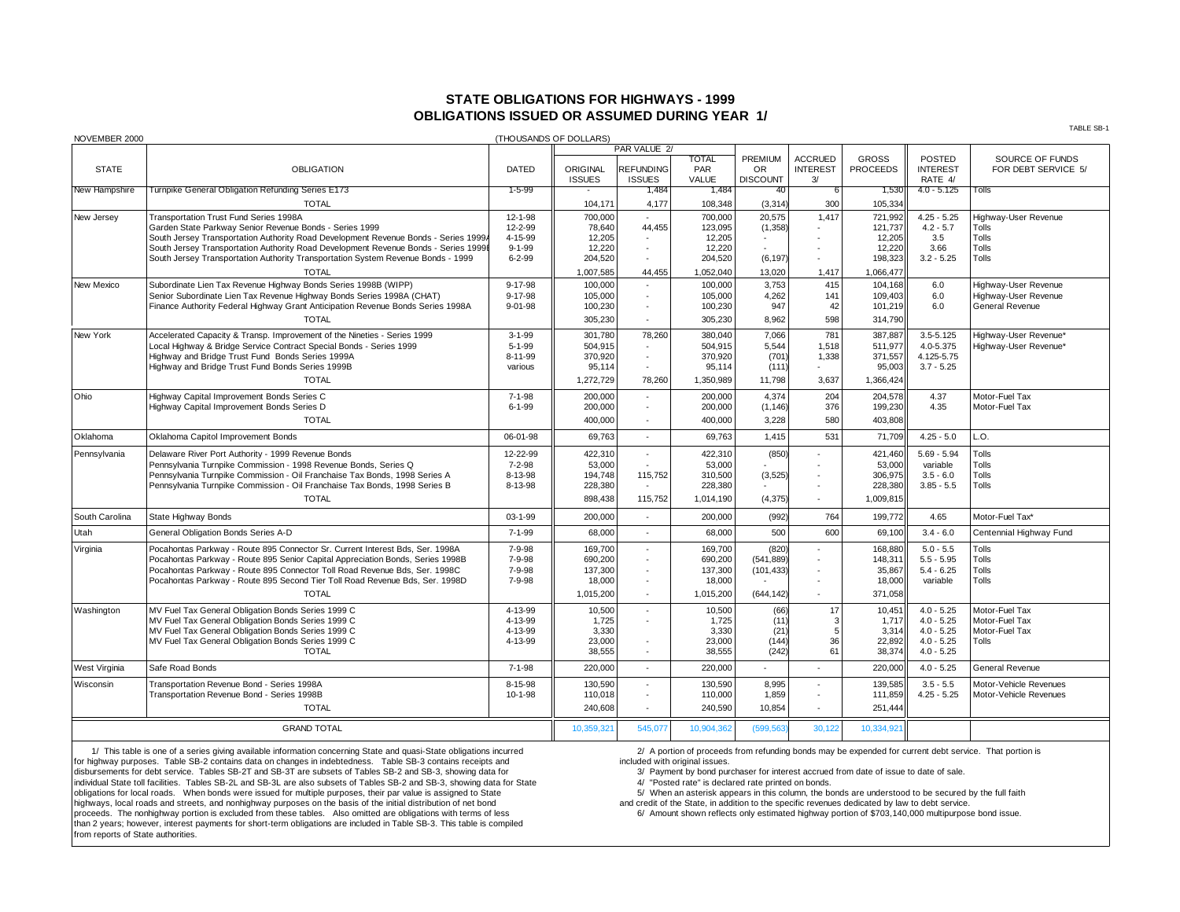# STATE OBLIGATIONS FOR HIGHWAYS - 1999
## OBLIGATIONS ISSUED OR ASSUMED DURING YEAR 1/

TABLE SB-1

NOVEMBER 2000 (THOUSANDS OF DOLLARS)

| STATE | OBLIGATION | DATED | PAR VALUE 2/ ORIGINAL ISSUES | REFUNDING ISSUES | TOTAL PAR VALUE | PREMIUM OR DISCOUNT | ACCRUED INTEREST 3/ | GROSS PROCEEDS | POSTED INTEREST RATE 4/ | SOURCE OF FUNDS FOR DEBT SERVICE 5/ |
|---|---|---|---|---|---|---|---|---|---|---|
| New Hampshire | Turnpike General Obligation Refunding Series E173 | 1-5-99 | - | 1,484 | 1,484 | 40 | 6 | 1,530 | 4.0 - 5.125 | Tolls |
| | TOTAL | | 104,171 | 4,177 | 108,348 | (3,314) | 300 | 105,334 | | |
| New Jersey | Transportation Trust Fund Series 1998A | 12-1-98 | 700,000 | - | 700,000 | 20,575 | 1,417 | 721,992 | 4.25 - 5.25 | Highway-User Revenue |
| | Garden State Parkway Senior Revenue Bonds - Series 1999 | 12-2-99 | 78,640 | 44,455 | 123,095 | (1,358) | - | 121,737 | 4.2 - 5.7 | Tolls |
| | South Jersey Transportation Authority Road Development Revenue Bonds - Series 1999A | 4-15-99 | 12,205 | - | 12,205 | - | - | 12,205 | 3.5 | Tolls |
| | South Jersey Transportation Authority Road Development Revenue Bonds - Series 1999B | 9-1-99 | 12,220 | - | 12,220 | - | - | 12,220 | 3.66 | Tolls |
| | South Jersey Transportation Authority Transportation System Revenue Bonds - 1999 | 6-2-99 | 204,520 | - | 204,520 | (6,197) | - | 198,323 | 3.2 - 5.25 | Tolls |
| | TOTAL | | 1,007,585 | 44,455 | 1,052,040 | 13,020 | 1,417 | 1,066,477 | | |
| New Mexico | Subordinate Lien Tax Revenue Highway Bonds Series 1998B (WIPP) | 9-17-98 | 100,000 | - | 100,000 | 3,753 | 415 | 104,168 | 6.0 | Highway-User Revenue |
| | Senior Subordinate Lien Tax Revenue Highway Bonds Series 1998A (CHAT) | 9-17-98 | 105,000 | - | 105,000 | 4,262 | 141 | 109,403 | 6.0 | Highway-User Revenue |
| | Finance Authority Federal Highway Grant Anticipation Revenue Bonds Series 1998A | 9-01-98 | 100,230 | - | 100,230 | 947 | 42 | 101,219 | 6.0 | General Revenue |
| | TOTAL | | 305,230 | - | 305,230 | 8,962 | 598 | 314,790 | | |
| New York | Accelerated Capacity & Transp. Improvement of the Nineties - Series 1999 | 3-1-99 | 301,780 | 78,260 | 380,040 | 7,066 | 781 | 387,887 | 3.5-5.125 | Highway-User Revenue* |
| | Local Highway & Bridge Service Contract Special Bonds - Series 1999 | 5-1-99 | 504,915 | - | 504,915 | 5,544 | 1,518 | 511,977 | 4.0-5.375 | Highway-User Revenue* |
| | Highway and Bridge Trust Fund Bonds Series 1999A | 8-11-99 | 370,920 | - | 370,920 | (701) | 1,338 | 371,557 | 4.125-5.75 | |
| | Highway and Bridge Trust Fund Bonds Series 1999B | various | 95,114 | - | 95,114 | (111) | - | 95,003 | 3.7 - 5.25 | |
| | TOTAL | | 1,272,729 | 78,260 | 1,350,989 | 11,798 | 3,637 | 1,366,424 | | |
| Ohio | Highway Capital Improvement Bonds Series C | 7-1-98 | 200,000 | - | 200,000 | 4,374 | 204 | 204,578 | 4.37 | Motor-Fuel Tax |
| | Highway Capital Improvement Bonds Series D | 6-1-99 | 200,000 | - | 200,000 | (1,146) | 376 | 199,230 | 4.35 | Motor-Fuel Tax |
| | TOTAL | | 400,000 | - | 400,000 | 3,228 | 580 | 403,808 | | |
| Oklahoma | Oklahoma Capitol Improvement Bonds | 06-01-98 | 69,763 | - | 69,763 | 1,415 | 531 | 71,709 | 4.25 - 5.0 | L.O. |
| Pennsylvania | Delaware River Port Authority - 1999 Revenue Bonds | 12-22-99 | 422,310 | - | 422,310 | (850) | - | 421,460 | 5.69 - 5.94 | Tolls |
| | Pennsylvania Turnpike Commission - 1998 Revenue Bonds, Series Q | 7-2-98 | 53,000 | - | 53,000 | - | - | 53,000 | variable | Tolls |
| | Pennsylvania Turnpike Commission - Oil Franchaise Tax Bonds, 1998 Series A | 8-13-98 | 194,748 | 115,752 | 310,500 | (3,525) | - | 306,975 | 3.5 - 6.0 | Tolls |
| | Pennsylvania Turnpike Commission - Oil Franchaise Tax Bonds, 1998 Series B | 8-13-98 | 228,380 | - | 228,380 | - | - | 228,380 | 3.85 - 5.5 | Tolls |
| | TOTAL | | 898,438 | 115,752 | 1,014,190 | (4,375) | - | 1,009,815 | | |
| South Carolina | State Highway Bonds | 03-1-99 | 200,000 | - | 200,000 | (992) | 764 | 199,772 | 4.65 | Motor-Fuel Tax* |
| Utah | General Obligation Bonds Series A-D | 7-1-99 | 68,000 | - | 68,000 | 500 | 600 | 69,100 | 3.4 - 6.0 | Centennial Highway Fund |
| Virginia | Pocahontas Parkway - Route 895 Connector Sr. Current Interest Bds, Ser. 1998A | 7-9-98 | 169,700 | - | 169,700 | (820) | - | 168,880 | 5.0 - 5.5 | Tolls |
| | Pocahontas Parkway - Route 895 Senior Capital Appreciation Bonds, Series 1998B | 7-9-98 | 690,200 | - | 690,200 | (541,889) | - | 148,311 | 5.5 - 5.95 | Tolls |
| | Pocahontas Parkway - Route 895 Connector Toll Road Revenue Bds, Ser. 1998C | 7-9-98 | 137,300 | - | 137,300 | (101,433) | - | 35,867 | 5.4 - 6.25 | Tolls |
| | Pocahontas Parkway - Route 895 Second Tier Toll Road Revenue Bds, Ser. 1998D | 7-9-98 | 18,000 | - | 18,000 | - | - | 18,000 | variable | Tolls |
| | TOTAL | | 1,015,200 | - | 1,015,200 | (644,142) | - | 371,058 | | |
| Washington | MV Fuel Tax General Obligation Bonds Series 1999 C | 4-13-99 | 10,500 | - | 10,500 | (66) | 17 | 10,451 | 4.0 - 5.25 | Motor-Fuel Tax |
| | MV Fuel Tax General Obligation Bonds Series 1999 C | 4-13-99 | 1,725 | - | 1,725 | (11) | 3 | 1,717 | 4.0 - 5.25 | Motor-Fuel Tax |
| | MV Fuel Tax General Obligation Bonds Series 1999 C | 4-13-99 | 3,330 | | 3,330 | (21) | 5 | 3,314 | 4.0 - 5.25 | Motor-Fuel Tax |
| | MV Fuel Tax General Obligation Bonds Series 1999 C | 4-13-99 | 23,000 | - | 23,000 | (144) | 36 | 22,892 | 4.0 - 5.25 | Tolls |
| | TOTAL | | 38,555 | - | 38,555 | (242) | 61 | 38,374 | 4.0 - 5.25 | |
| West Virginia | Safe Road Bonds | 7-1-98 | 220,000 | - | 220,000 | - | - | 220,000 | 4.0 - 5.25 | General Revenue |
| Wisconsin | Transportation Revenue Bond - Series 1998A | 8-15-98 | 130,590 | - | 130,590 | 8,995 | - | 139,585 | 3.5 - 5.5 | Motor-Vehicle Revenues |
| | Transportation Revenue Bond - Series 1998B | 10-1-98 | 110,018 | - | 110,000 | 1,859 | - | 111,859 | 4.25 - 5.25 | Motor-Vehicle Revenues |
| | TOTAL | | 240,608 | - | 240,590 | 10,854 | - | 251,444 | | |
| | GRAND TOTAL | | 10,359,321 | 545,077 | 10,904,362 | (599,563) | 30,122 | 10,334,921 | | |

1/ This table is one of a series giving available information concerning State and quasi-State obligations incurred for highway purposes. Table SB-2 contains data on changes in indebtedness. Table SB-3 contains receipts and disbursements for debt service. Tables SB-2T and SB-3T are subsets of Tables SB-2 and SB-3, showing data for individual State toll facilities. Tables SB-2L and SB-3L are also subsets of Tables SB-2 and SB-3, showing data for State obligations for local roads. When bonds were issued for multiple purposes, their par value is assigned to State highways, local roads and streets, and nonhighway purposes on the basis of the initial distribution of net bond proceeds. The nonhighway portion is excluded from these tables. Also omitted are obligations with terms of less than 2 years; however, interest payments for short-term obligations are included in Table SB-3. This table is compiled from reports of State authorities.

2/ A portion of proceeds from refunding bonds may be expended for current debt service. That portion is included with original issues.

3/ Payment by bond purchaser for interest accrued from date of issue to date of sale.

4/ "Posted rate" is declared rate printed on bonds.

5/ When an asterisk appears in this column, the bonds are understood to be secured by the full faith and credit of the State, in addition to the specific revenues dedicated by law to debt service.

6/ Amount shown reflects only estimated highway portion of $703,140,000 multipurpose bond issue.